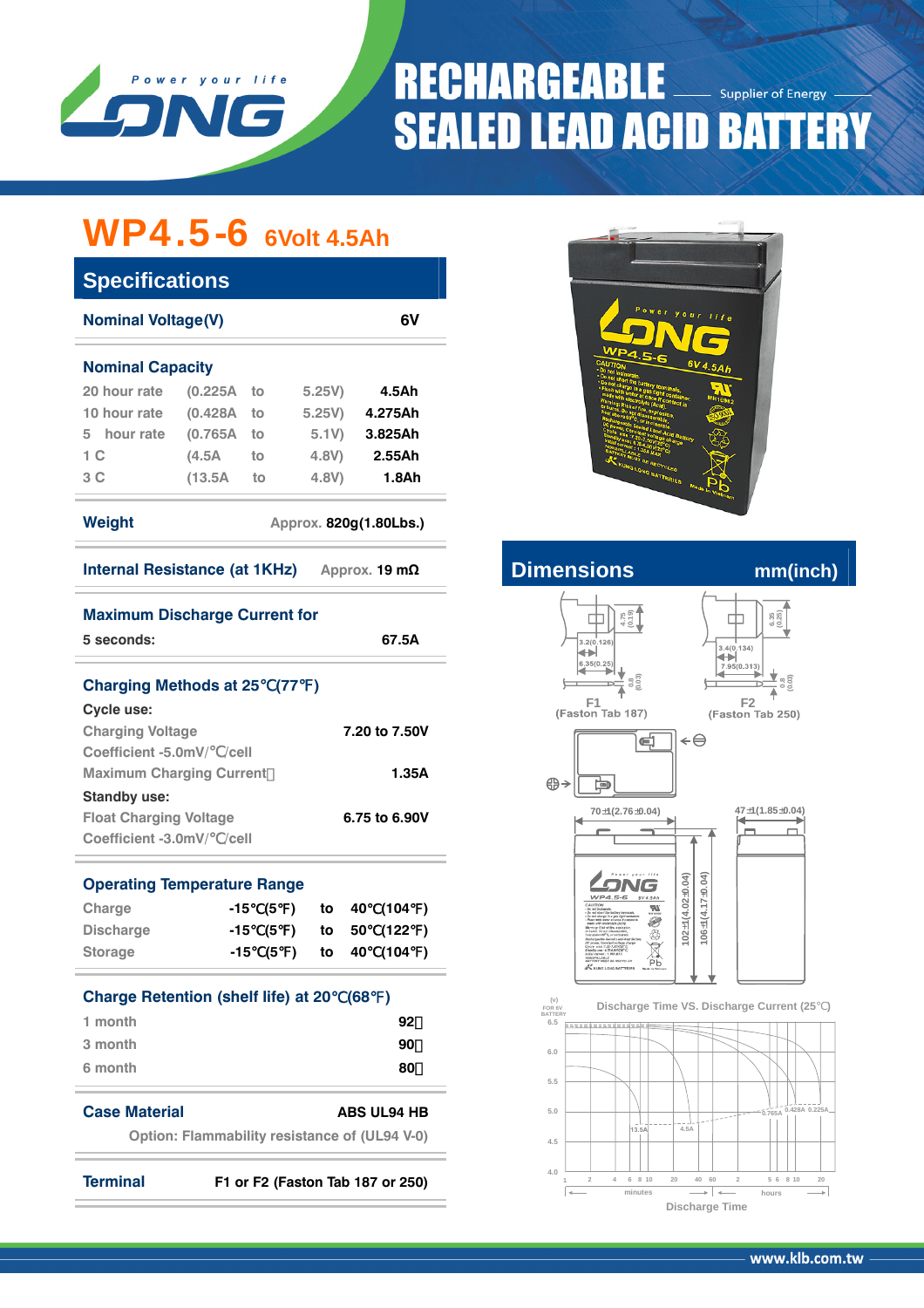# RECHARGEABLE SEALED LEAD ACID BATTERY

Supplier of Energy

LONG — Power your life

## WP4.5-6 6Volt 4.5Ah

## Specifications

| Nominal Voltage(V) | 6V |
|---|---|

### Nominal Capacity

| Rate | Current | | End voltage | Capacity |
|---|---|---|---|---|
| 20 hour rate | (0.225A | to | 5.25V) | 4.5Ah |
| 10 hour rate | (0.428A | to | 5.25V) | 4.275Ah |
| 5 hour rate | (0.765A | to | 5.1V) | 3.825Ah |
| 1 C | (4.5A | to | 4.8V) | 2.55Ah |
| 3 C | (13.5A | to | 4.8V) | 1.8Ah |

**Weight** Approx. 820g(1.80Lbs.)

**Internal Resistance (at 1KHz)** Approx. 19 mΩ

**Maximum Discharge Current for**

5 seconds: 67.5A

### Charging Methods at 25℃(77℉)

**Cycle use:**

| | |
|---|---|
| Charging Voltage | 7.20 to 7.50V |
| Coefficient -5.0mV/℃/cell | |
| Maximum Charging Current | 1.35A |

**Standby use:**

| | |
|---|---|
| Float Charging Voltage | 6.75 to 6.90V |
| Coefficient -3.0mV/℃/cell | |

### Operating Temperature Range

| | | | |
|---|---|---|---|
| Charge | -15℃(5℉) | to | 40℃(104℉) |
| Discharge | -15℃(5℉) | to | 50℃(122℉) |
| Storage | -15℃(5℉) | to | 40℃(104℉) |

### Charge Retention (shelf life) at 20℃(68℉)

| | |
|---|---|
| 1 month | 92% |
| 3 month | 90% |
| 6 month | 80% |

**Case Material** ABS UL94 HB

Option: Flammability resistance of (UL94 V-0)

**Terminal** F1 or F2 (Faston Tab 187 or 250)

## Dimensions mm(inch)

F1 (Faston Tab 187): 3.2(0.126), 6.35(0.25), 4.75(0.19), 0.8(0.03)

F2 (Faston Tab 250): 3.4(0.134), 7.95(0.313), 6.35(0.25), 0.8(0.03)

70±1(2.76±0.04) | 47±1(1.85±0.04) | 102±1(4.02±0.04) | 106±1(4.17±0.04)

### Discharge Time VS. Discharge Current (25℃)

(V) FOR 6V BATTERY — curves: 13.5A, 4.5A, 0.765A, 0.428A, 0.225A

Discharge Time (minutes / hours)

www.klb.com.tw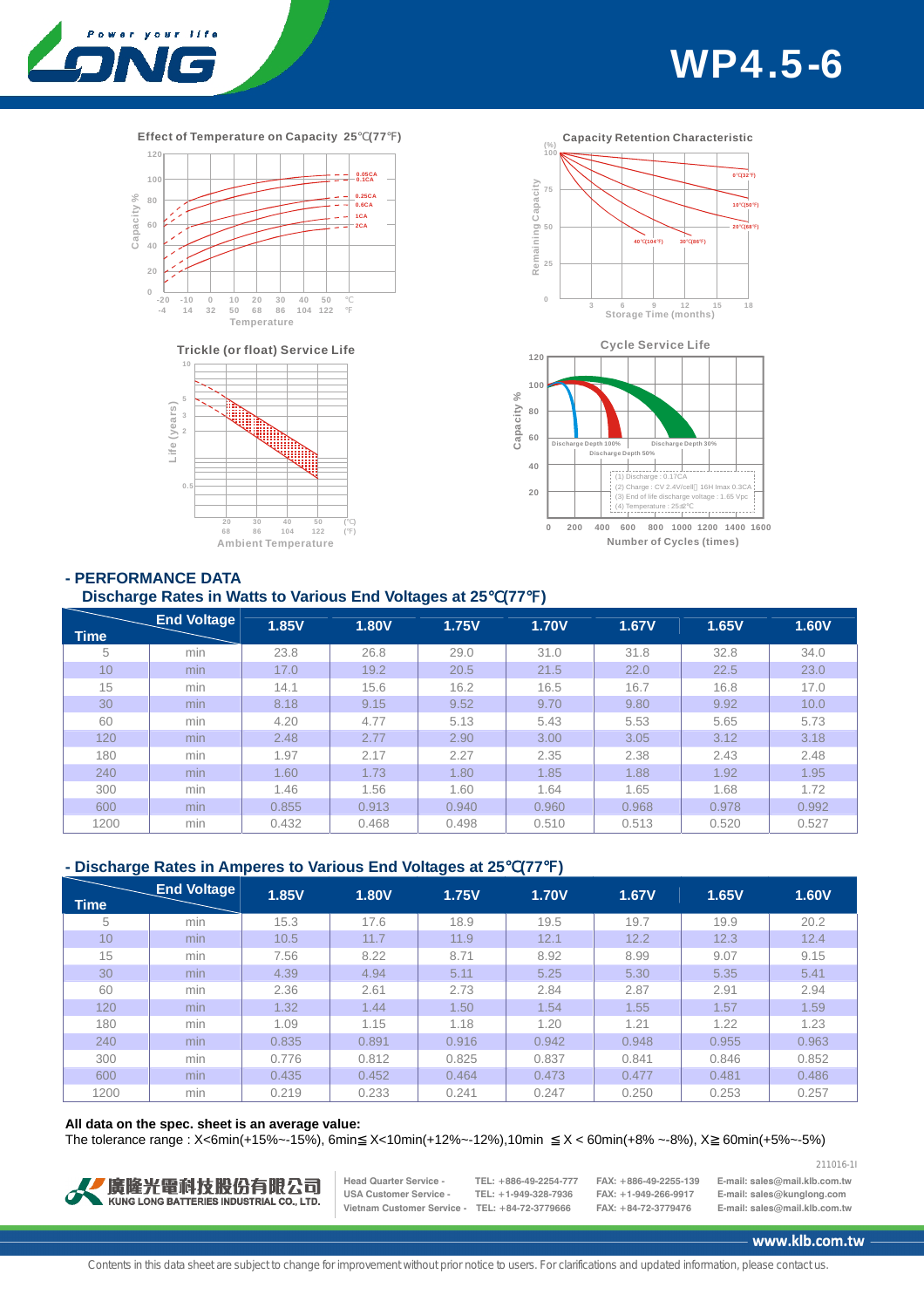# WP4.5-6

Effect of Temperature on Capacity 25℃(77℉)

Capacity %

120
100
80
60
40
20
0

0.05CA
0.1CA
0.25CA
0.6CA
1CA
2CA

-20 -10 0 10 20 30 40 50 ℃
-4 14 32 50 68 86 104 122 ℉

Temperature

Capacity Retention Characteristic

(%)
100
75
50
25
0

Remaining Capacity

0℃(32℉)
10℃(50℉)
20℃(68℉)
40℃(104℉)
30℃(86℉)

3 6 9 12 15 18
Storage Time (months)

Trickle (or float) Service Life

Life (years)

10
5
3
2
0.5

20 30 40 50 (℃)
68 86 104 122 (℉)

Ambient Temperature

Cycle Service Life

Capacity %

120
100
80
60
40
20

Discharge Depth 100%
Discharge Depth 50%
Discharge Depth 30%

(1) Discharge : 0.17CA
(2) Charge : CV 2.4V/cell，16H Imax 0.3CA
(3) End of life discharge voltage : 1.65 Vpc
(4) Temperature : 25±2℃

0 200 400 600 800 1000 1200 1400 1600
Number of Cycles (times)

## - PERFORMANCE DATA

### Discharge Rates in Watts to Various End Voltages at 25℃(77℉)

| Time | | 1.85V | 1.80V | 1.75V | 1.70V | 1.67V | 1.65V | 1.60V |
|---|---|---|---|---|---|---|---|---|
| 5 | min | 23.8 | 26.8 | 29.0 | 31.0 | 31.8 | 32.8 | 34.0 |
| 10 | min | 17.0 | 19.2 | 20.5 | 21.5 | 22.0 | 22.5 | 23.0 |
| 15 | min | 14.1 | 15.6 | 16.2 | 16.5 | 16.7 | 16.8 | 17.0 |
| 30 | min | 8.18 | 9.15 | 9.52 | 9.70 | 9.80 | 9.92 | 10.0 |
| 60 | min | 4.20 | 4.77 | 5.13 | 5.43 | 5.53 | 5.65 | 5.73 |
| 120 | min | 2.48 | 2.77 | 2.90 | 3.00 | 3.05 | 3.12 | 3.18 |
| 180 | min | 1.97 | 2.17 | 2.27 | 2.35 | 2.38 | 2.43 | 2.48 |
| 240 | min | 1.60 | 1.73 | 1.80 | 1.85 | 1.88 | 1.92 | 1.95 |
| 300 | min | 1.46 | 1.56 | 1.60 | 1.64 | 1.65 | 1.68 | 1.72 |
| 600 | min | 0.855 | 0.913 | 0.940 | 0.960 | 0.968 | 0.978 | 0.992 |
| 1200 | min | 0.432 | 0.468 | 0.498 | 0.510 | 0.513 | 0.520 | 0.527 |

### - Discharge Rates in Amperes to Various End Voltages at 25℃(77℉)

| Time | | 1.85V | 1.80V | 1.75V | 1.70V | 1.67V | 1.65V | 1.60V |
|---|---|---|---|---|---|---|---|---|
| 5 | min | 15.3 | 17.6 | 18.9 | 19.5 | 19.7 | 19.9 | 20.2 |
| 10 | min | 10.5 | 11.7 | 11.9 | 12.1 | 12.2 | 12.3 | 12.4 |
| 15 | min | 7.56 | 8.22 | 8.71 | 8.92 | 8.99 | 9.07 | 9.15 |
| 30 | min | 4.39 | 4.94 | 5.11 | 5.25 | 5.30 | 5.35 | 5.41 |
| 60 | min | 2.36 | 2.61 | 2.73 | 2.84 | 2.87 | 2.91 | 2.94 |
| 120 | min | 1.32 | 1.44 | 1.50 | 1.54 | 1.55 | 1.57 | 1.59 |
| 180 | min | 1.09 | 1.15 | 1.18 | 1.20 | 1.21 | 1.22 | 1.23 |
| 240 | min | 0.835 | 0.891 | 0.916 | 0.942 | 0.948 | 0.955 | 0.963 |
| 300 | min | 0.776 | 0.812 | 0.825 | 0.837 | 0.841 | 0.846 | 0.852 |
| 600 | min | 0.435 | 0.452 | 0.464 | 0.473 | 0.477 | 0.481 | 0.486 |
| 1200 | min | 0.219 | 0.233 | 0.241 | 0.247 | 0.250 | 0.253 | 0.257 |

**All data on the spec. sheet is an average value:**
The tolerance range : X<6min(+15%~-15%), 6min≦X<10min(+12%~-12%),10min ≦X < 60min(+8% ~-8%), X≧60min(+5%~-5%)

211016-1I

廣隆光電科技股份有限公司
KUNG LONG BATTERIES INDUSTRIAL CO., LTD.

| | | | |
|---|---|---|---|
| Head Quarter Service - | TEL: +886-49-2254-777 | FAX: +886-49-2255-139 | E-mail: sales@mail.klb.com.tw |
| USA Customer Service - | TEL: +1-949-328-7936 | FAX: +1-949-266-9917 | E-mail: sales@kunglong.com |
| Vietnam Customer Service - | TEL: +84-72-3779666 | FAX: +84-72-3779476 | E-mail: sales@mail.klb.com.tw |

www.klb.com.tw

Contents in this data sheet are subject to change for improvement without prior notice to users. For clarifications and updated information, please contact us.